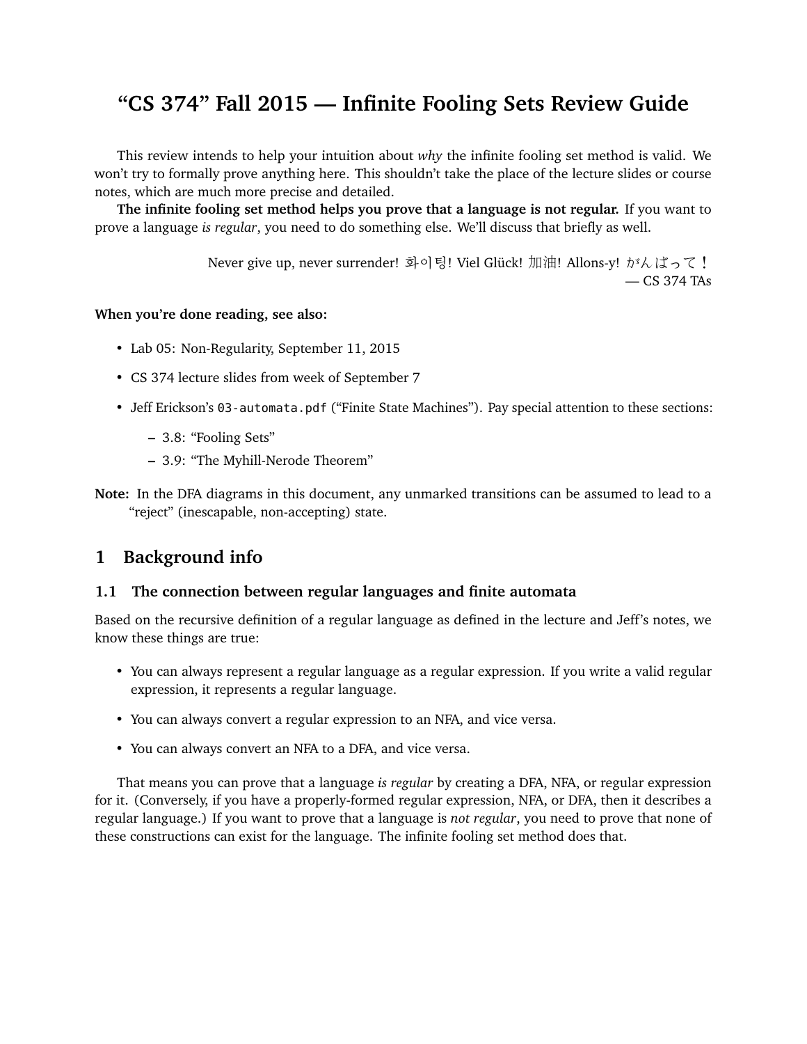# "CS 374" Fall 2015 — Infinite Fooling Sets Review Guide

This review intends to help your intuition about *why* the infinite fooling set method is valid. We won't try to formally prove anything here. This shouldn't take the place of the lecture slides or course notes, which are much more precise and detailed.

**The infinite fooling set method helps you prove that a language is not regular.** If you want to prove a language *is regular*, you need to do something else. We'll discuss that briefly as well.

Never give up, never surrender! 화이팅! Viel Glück! 加油! Allons-y! がんばって！
— CS 374 TAs

**When you're done reading, see also:**

- Lab 05: Non-Regularity, September 11, 2015
- CS 374 lecture slides from week of September 7
- Jeff Erickson's `03-automata.pdf` ("Finite State Machines"). Pay special attention to these sections:
  - 3.8: "Fooling Sets"
  - 3.9: "The Myhill-Nerode Theorem"

**Note:** In the DFA diagrams in this document, any unmarked transitions can be assumed to lead to a "reject" (inescapable, non-accepting) state.

## 1 Background info

### 1.1 The connection between regular languages and finite automata

Based on the recursive definition of a regular language as defined in the lecture and Jeff's notes, we know these things are true:

- You can always represent a regular language as a regular expression. If you write a valid regular expression, it represents a regular language.
- You can always convert a regular expression to an NFA, and vice versa.
- You can always convert an NFA to a DFA, and vice versa.

That means you can prove that a language *is regular* by creating a DFA, NFA, or regular expression for it. (Conversely, if you have a properly-formed regular expression, NFA, or DFA, then it describes a regular language.) If you want to prove that a language is *not regular*, you need to prove that none of these constructions can exist for the language. The infinite fooling set method does that.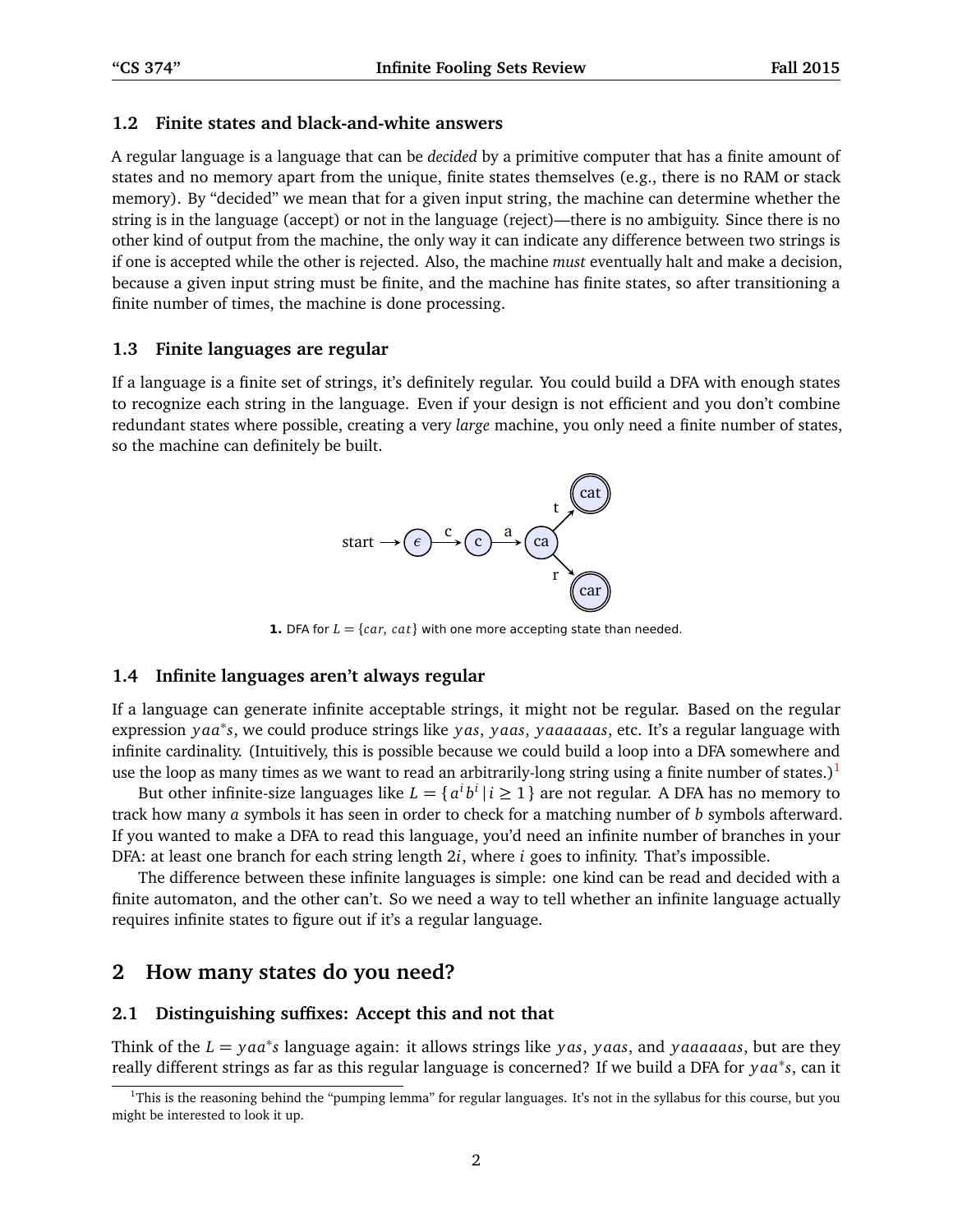### 1.2 Finite states and black-and-white answers

A regular language is a language that can be *decided* by a primitive computer that has a finite amount of states and no memory apart from the unique, finite states themselves (e.g., there is no RAM or stack memory). By "decided" we mean that for a given input string, the machine can determine whether the string is in the language (accept) or not in the language (reject)—there is no ambiguity. Since there is no other kind of output from the machine, the only way it can indicate any difference between two strings is if one is accepted while the other is rejected. Also, the machine *must* eventually halt and make a decision, because a given input string must be finite, and the machine has finite states, so after transitioning a finite number of times, the machine is done processing.

### 1.3 Finite languages are regular

If a language is a finite set of strings, it's definitely regular. You could build a DFA with enough states to recognize each string in the language. Even if your design is not efficient and you don't combine redundant states where possible, creating a very *large* machine, you only need a finite number of states, so the machine can definitely be built.

**1.** DFA for $L = \{car, cat\}$ with one more accepting state than needed.

### 1.4 Infinite languages aren't always regular

If a language can generate infinite acceptable strings, it might not be regular. Based on the regular expression $yaa^*s$, we could produce strings like $yas$, $yaas$, $yaaaaaas$, etc. It's a regular language with infinite cardinality. (Intuitively, this is possible because we could build a loop into a DFA somewhere and use the loop as many times as we want to read an arbitrarily-long string using a finite number of states.)[1]

But other infinite-size languages like $L = \{a^i b^i \mid i \geq 1\}$ are not regular. A DFA has no memory to track how many $a$ symbols it has seen in order to check for a matching number of $b$ symbols afterward. If you wanted to make a DFA to read this language, you'd need an infinite number of branches in your DFA: at least one branch for each string length $2i$, where $i$ goes to infinity. That's impossible.

The difference between these infinite languages is simple: one kind can be read and decided with a finite automaton, and the other can't. So we need a way to tell whether an infinite language actually requires infinite states to figure out if it's a regular language.

## 2 How many states do you need?

### 2.1 Distinguishing suffixes: Accept this and not that

Think of the $L = yaa^*s$ language again: it allows strings like $yas$, $yaas$, and $yaaaaaas$, but are they really different strings as far as this regular language is concerned? If we build a DFA for $yaa^*s$, can it

[1] This is the reasoning behind the "pumping lemma" for regular languages. It's not in the syllabus for this course, but you might be interested to look it up.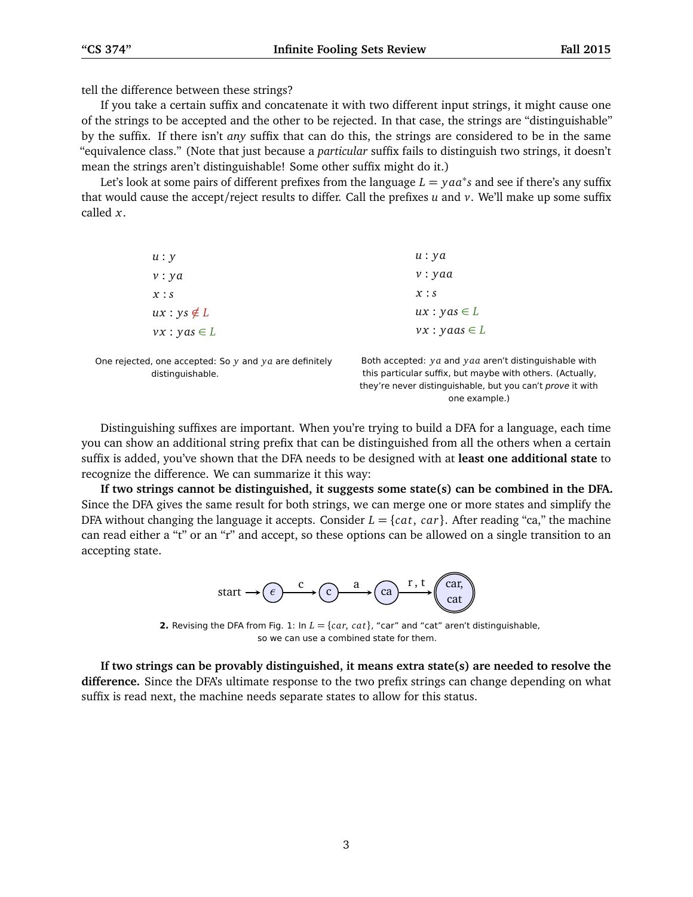tell the difference between these strings?

If you take a certain suffix and concatenate it with two different input strings, it might cause one of the strings to be accepted and the other to be rejected. In that case, the strings are "distinguishable" by the suffix. If there isn't *any* suffix that can do this, the strings are considered to be in the same "equivalence class." (Note that just because a *particular* suffix fails to distinguish two strings, it doesn't mean the strings aren't distinguishable! Some other suffix might do it.)

Let's look at some pairs of different prefixes from the language $L = yaa^*s$ and see if there's any suffix that would cause the accept/reject results to differ. Call the prefixes $u$ and $v$. We'll make up some suffix called $x$.

$u : y$
$v : ya$
$x : s$
$ux : ys \notin L$
$vx : yas \in L$

One rejected, one accepted: So $y$ and $ya$ are definitely distinguishable.

$u : ya$
$v : yaa$
$x : s$
$ux : yas \in L$
$vx : yaas \in L$

Both accepted: $ya$ and $yaa$ aren't distinguishable with this particular suffix, but maybe with others. (Actually, they're never distinguishable, but you can't *prove* it with one example.)

Distinguishing suffixes are important. When you're trying to build a DFA for a language, each time you can show an additional string prefix that can be distinguished from all the others when a certain suffix is added, you've shown that the DFA needs to be designed with at **least one additional state** to recognize the difference. We can summarize it this way:

**If two strings cannot be distinguished, it suggests some state(s) can be combined in the DFA.** Since the DFA gives the same result for both strings, we can merge one or more states and simplify the DFA without changing the language it accepts. Consider $L = \{cat, car\}$. After reading "ca," the machine can read either a "t" or an "r" and accept, so these options can be allowed on a single transition to an accepting state.

start → ($\epsilon$) —c→ (c) —a→ (ca) —r, t→ ((car, cat))

**2.** Revising the DFA from Fig. 1: In $L = \{car, cat\}$, "car" and "cat" aren't distinguishable, so we can use a combined state for them.

**If two strings can be provably distinguished, it means extra state(s) are needed to resolve the difference.** Since the DFA's ultimate response to the two prefix strings can change depending on what suffix is read next, the machine needs separate states to allow for this status.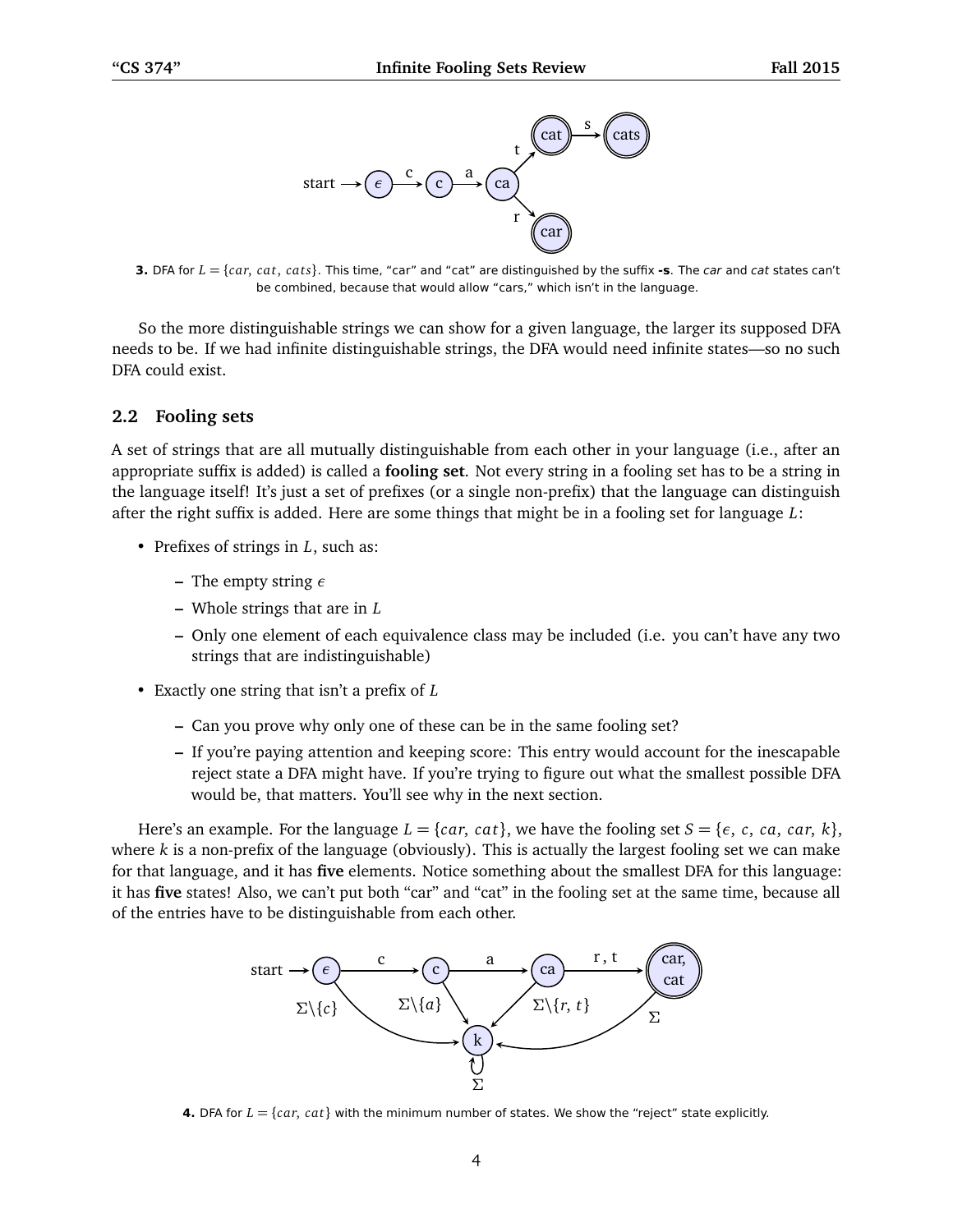**3.** DFA for $L = \{car, cat, cats\}$. This time, "car" and "cat" are distinguished by the suffix **-s**. The *car* and *cat* states can't be combined, because that would allow "cars," which isn't in the language.

So the more distinguishable strings we can show for a given language, the larger its supposed DFA needs to be. If we had infinite distinguishable strings, the DFA would need infinite states—so no such DFA could exist.

### 2.2 Fooling sets

A set of strings that are all mutually distinguishable from each other in your language (i.e., after an appropriate suffix is added) is called a **fooling set**. Not every string in a fooling set has to be a string in the language itself! It's just a set of prefixes (or a single non-prefix) that the language can distinguish after the right suffix is added. Here are some things that might be in a fooling set for language $L$:

- Prefixes of strings in $L$, such as:
  - The empty string $\epsilon$
  - Whole strings that are in $L$
  - Only one element of each equivalence class may be included (i.e. you can't have any two strings that are indistinguishable)
- Exactly one string that isn't a prefix of $L$
  - Can you prove why only one of these can be in the same fooling set?
  - If you're paying attention and keeping score: This entry would account for the inescapable reject state a DFA might have. If you're trying to figure out what the smallest possible DFA would be, that matters. You'll see why in the next section.

Here's an example. For the language $L = \{car, cat\}$, we have the fooling set $S = \{\epsilon, c, ca, car, k\}$, where $k$ is a non-prefix of the language (obviously). This is actually the largest fooling set we can make for that language, and it has **five** elements. Notice something about the smallest DFA for this language: it has **five** states! Also, we can't put both "car" and "cat" in the fooling set at the same time, because all of the entries have to be distinguishable from each other.

**4.** DFA for $L = \{car, cat\}$ with the minimum number of states. We show the "reject" state explicitly.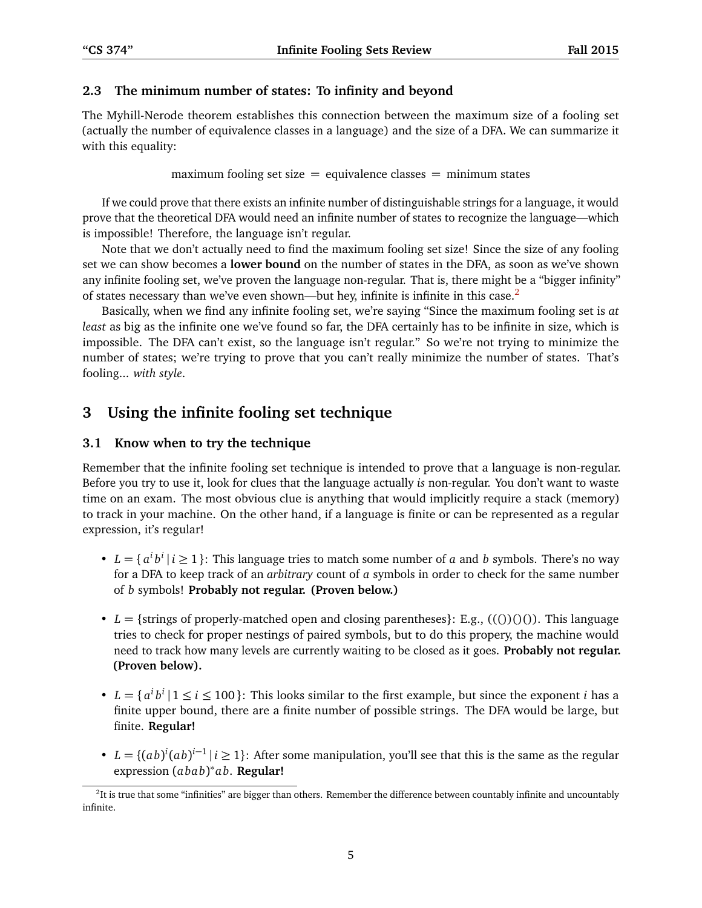### 2.3 The minimum number of states: To infinity and beyond

The Myhill-Nerode theorem establishes this connection between the maximum size of a fooling set (actually the number of equivalence classes in a language) and the size of a DFA. We can summarize it with this equality:

$$\text{maximum fooling set size} = \text{equivalence classes} = \text{minimum states}$$

If we could prove that there exists an infinite number of distinguishable strings for a language, it would prove that the theoretical DFA would need an infinite number of states to recognize the language—which is impossible! Therefore, the language isn't regular.

Note that we don't actually need to find the maximum fooling set size! Since the size of any fooling set we can show becomes a **lower bound** on the number of states in the DFA, as soon as we've shown any infinite fooling set, we've proven the language non-regular. That is, there might be a "bigger infinity" of states necessary than we've even shown—but hey, infinite is infinite in this case.[2]

Basically, when we find any infinite fooling set, we're saying "Since the maximum fooling set is *at least* as big as the infinite one we've found so far, the DFA certainly has to be infinite in size, which is impossible. The DFA can't exist, so the language isn't regular." So we're not trying to minimize the number of states; we're trying to prove that you can't really minimize the number of states. That's fooling... *with style*.

## 3 Using the infinite fooling set technique

### 3.1 Know when to try the technique

Remember that the infinite fooling set technique is intended to prove that a language is non-regular. Before you try to use it, look for clues that the language actually *is* non-regular. You don't want to waste time on an exam. The most obvious clue is anything that would implicitly require a stack (memory) to track in your machine. On the other hand, if a language is finite or can be represented as a regular expression, it's regular!

- $L = \{ a^i b^i \mid i \geq 1 \}$: This language tries to match some number of $a$ and $b$ symbols. There's no way for a DFA to keep track of an *arbitrary* count of $a$ symbols in order to check for the same number of $b$ symbols! **Probably not regular. (Proven below.)**

- $L = \{$strings of properly-matched open and closing parentheses$\}$: E.g., $((())()())$. This language tries to check for proper nestings of paired symbols, but to do this propery, the machine would need to track how many levels are currently waiting to be closed as it goes. **Probably not regular. (Proven below).**

- $L = \{ a^i b^i \mid 1 \leq i \leq 100 \}$: This looks similar to the first example, but since the exponent $i$ has a finite upper bound, there are a finite number of possible strings. The DFA would be large, but finite. **Regular!**

- $L = \{(ab)^i (ab)^{i-1} \mid i \geq 1\}$: After some manipulation, you'll see that this is the same as the regular expression $(abab)^* ab$. **Regular!**

[2] It is true that some "infinities" are bigger than others. Remember the difference between countably infinite and uncountably infinite.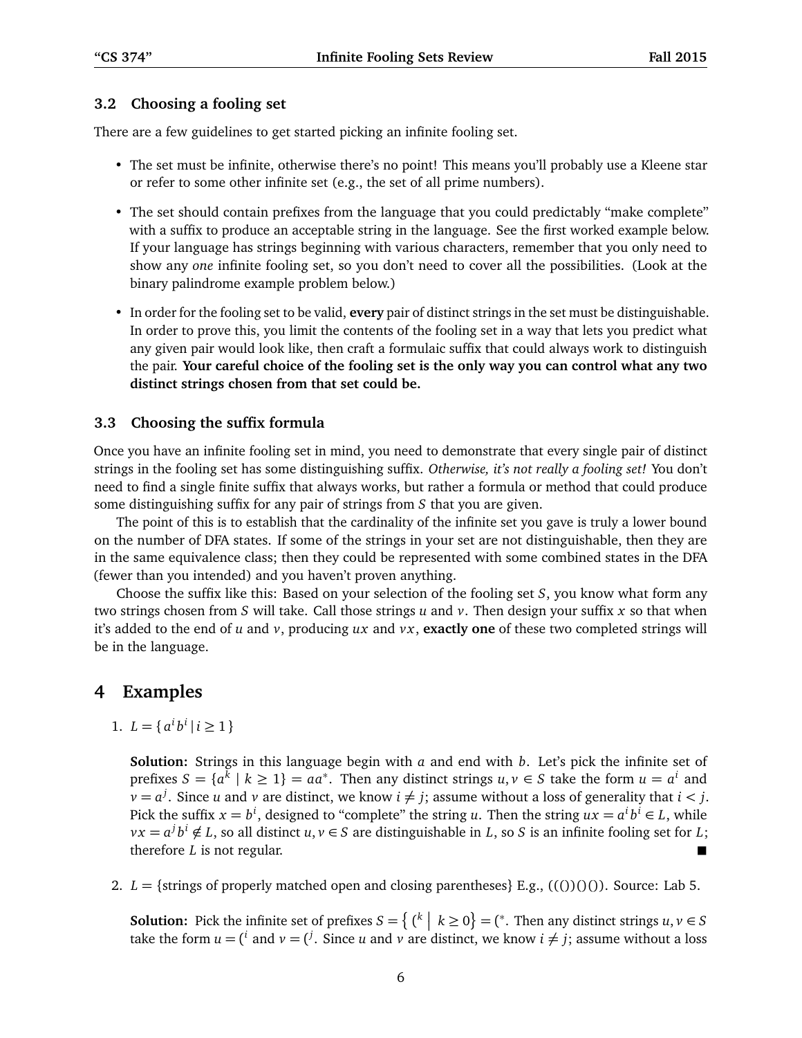### 3.2 Choosing a fooling set

There are a few guidelines to get started picking an infinite fooling set.

- The set must be infinite, otherwise there's no point! This means you'll probably use a Kleene star or refer to some other infinite set (e.g., the set of all prime numbers).
- The set should contain prefixes from the language that you could predictably "make complete" with a suffix to produce an acceptable string in the language. See the first worked example below. If your language has strings beginning with various characters, remember that you only need to show any *one* infinite fooling set, so you don't need to cover all the possibilities. (Look at the binary palindrome example problem below.)
- In order for the fooling set to be valid, **every** pair of distinct strings in the set must be distinguishable. In order to prove this, you limit the contents of the fooling set in a way that lets you predict what any given pair would look like, then craft a formulaic suffix that could always work to distinguish the pair. **Your careful choice of the fooling set is the only way you can control what any two distinct strings chosen from that set could be.**

### 3.3 Choosing the suffix formula

Once you have an infinite fooling set in mind, you need to demonstrate that every single pair of distinct strings in the fooling set has some distinguishing suffix. *Otherwise, it's not really a fooling set!* You don't need to find a single finite suffix that always works, but rather a formula or method that could produce some distinguishing suffix for any pair of strings from $S$ that you are given.

The point of this is to establish that the cardinality of the infinite set you gave is truly a lower bound on the number of DFA states. If some of the strings in your set are not distinguishable, then they are in the same equivalence class; then they could be represented with some combined states in the DFA (fewer than you intended) and you haven't proven anything.

Choose the suffix like this: Based on your selection of the fooling set $S$, you know what form any two strings chosen from $S$ will take. Call those strings $u$ and $v$. Then design your suffix $x$ so that when it's added to the end of $u$ and $v$, producing $ux$ and $vx$, **exactly one** of these two completed strings will be in the language.

## 4 Examples

1. $L = \{ a^i b^i \mid i \geq 1 \}$

   **Solution:** Strings in this language begin with $a$ and end with $b$. Let's pick the infinite set of prefixes $S = \{a^k \mid k \geq 1\} = aa^*$. Then any distinct strings $u, v \in S$ take the form $u = a^i$ and $v = a^j$. Since $u$ and $v$ are distinct, we know $i \neq j$; assume without a loss of generality that $i < j$. Pick the suffix $x = b^i$, designed to "complete" the string $u$. Then the string $ux = a^i b^i \in L$, while $vx = a^j b^i \notin L$, so all distinct $u, v \in S$ are distinguishable in $L$, so $S$ is an infinite fooling set for $L$; therefore $L$ is not regular. ∎

2. $L$ = {strings of properly matched open and closing parentheses} E.g., $((())()())$. Source: Lab 5.

   **Solution:** Pick the infinite set of prefixes $S = \left\{ (^k \;\middle|\; k \geq 0 \right\} = (^*$. Then any distinct strings $u, v \in S$ take the form $u = (^i$ and $v = (^j$. Since $u$ and $v$ are distinct, we know $i \neq j$; assume without a loss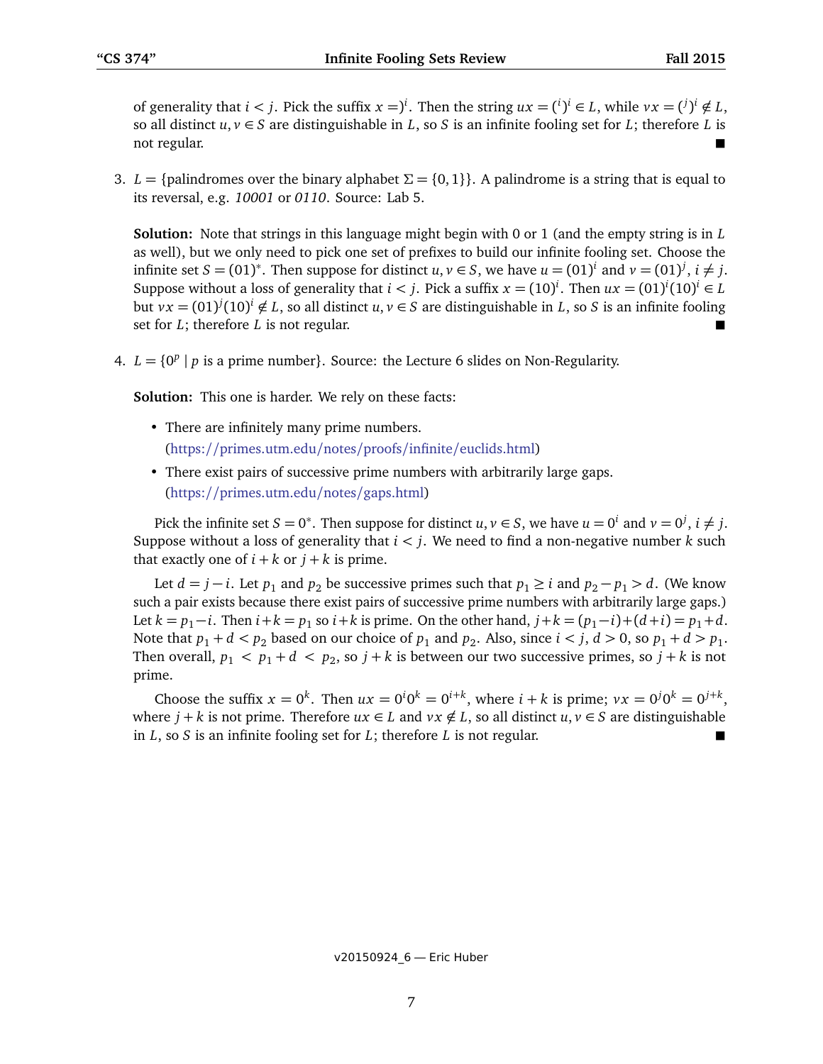of generality that $i < j$. Pick the suffix $x = )^i$. Then the string $ux = (^i)^i \in L$, while $vx = (^j)^i \notin L$, so all distinct $u, v \in S$ are distinguishable in $L$, so $S$ is an infinite fooling set for $L$; therefore $L$ is not regular. ■

3. $L = \{\text{palindromes over the binary alphabet } \Sigma = \{0, 1\}\}$. A palindrome is a string that is equal to its reversal, e.g. *10001* or *0110*. Source: Lab 5.

   **Solution:** Note that strings in this language might begin with 0 or 1 (and the empty string is in $L$ as well), but we only need to pick one set of prefixes to build our infinite fooling set. Choose the infinite set $S = (01)^*$. Then suppose for distinct $u, v \in S$, we have $u = (01)^i$ and $v = (01)^j$, $i \neq j$. Suppose without a loss of generality that $i < j$. Pick a suffix $x = (10)^i$. Then $ux = (01)^i(10)^i \in L$ but $vx = (01)^j(10)^i \notin L$, so all distinct $u, v \in S$ are distinguishable in $L$, so $S$ is an infinite fooling set for $L$; therefore $L$ is not regular. ■

4. $L = \{0^p \mid p \text{ is a prime number}\}$. Source: the Lecture 6 slides on Non-Regularity.

   **Solution:** This one is harder. We rely on these facts:

   - There are infinitely many prime numbers.
     (https://primes.utm.edu/notes/proofs/infinite/euclids.html)
   - There exist pairs of successive prime numbers with arbitrarily large gaps.
     (https://primes.utm.edu/notes/gaps.html)

   Pick the infinite set $S = 0^*$. Then suppose for distinct $u, v \in S$, we have $u = 0^i$ and $v = 0^j$, $i \neq j$. Suppose without a loss of generality that $i < j$. We need to find a non-negative number $k$ such that exactly one of $i + k$ or $j + k$ is prime.

   Let $d = j - i$. Let $p_1$ and $p_2$ be successive primes such that $p_1 \geq i$ and $p_2 - p_1 > d$. (We know such a pair exists because there exist pairs of successive prime numbers with arbitrarily large gaps.) Let $k = p_1 - i$. Then $i + k = p_1$ so $i + k$ is prime. On the other hand, $j + k = (p_1 - i) + (d + i) = p_1 + d$. Note that $p_1 + d < p_2$ based on our choice of $p_1$ and $p_2$. Also, since $i < j$, $d > 0$, so $p_1 + d > p_1$. Then overall, $p_1 < p_1 + d < p_2$, so $j + k$ is between our two successive primes, so $j + k$ is not prime.

   Choose the suffix $x = 0^k$. Then $ux = 0^i 0^k = 0^{i+k}$, where $i + k$ is prime; $vx = 0^j 0^k = 0^{j+k}$, where $j + k$ is not prime. Therefore $ux \in L$ and $vx \notin L$, so all distinct $u, v \in S$ are distinguishable in $L$, so $S$ is an infinite fooling set for $L$; therefore $L$ is not regular. ■